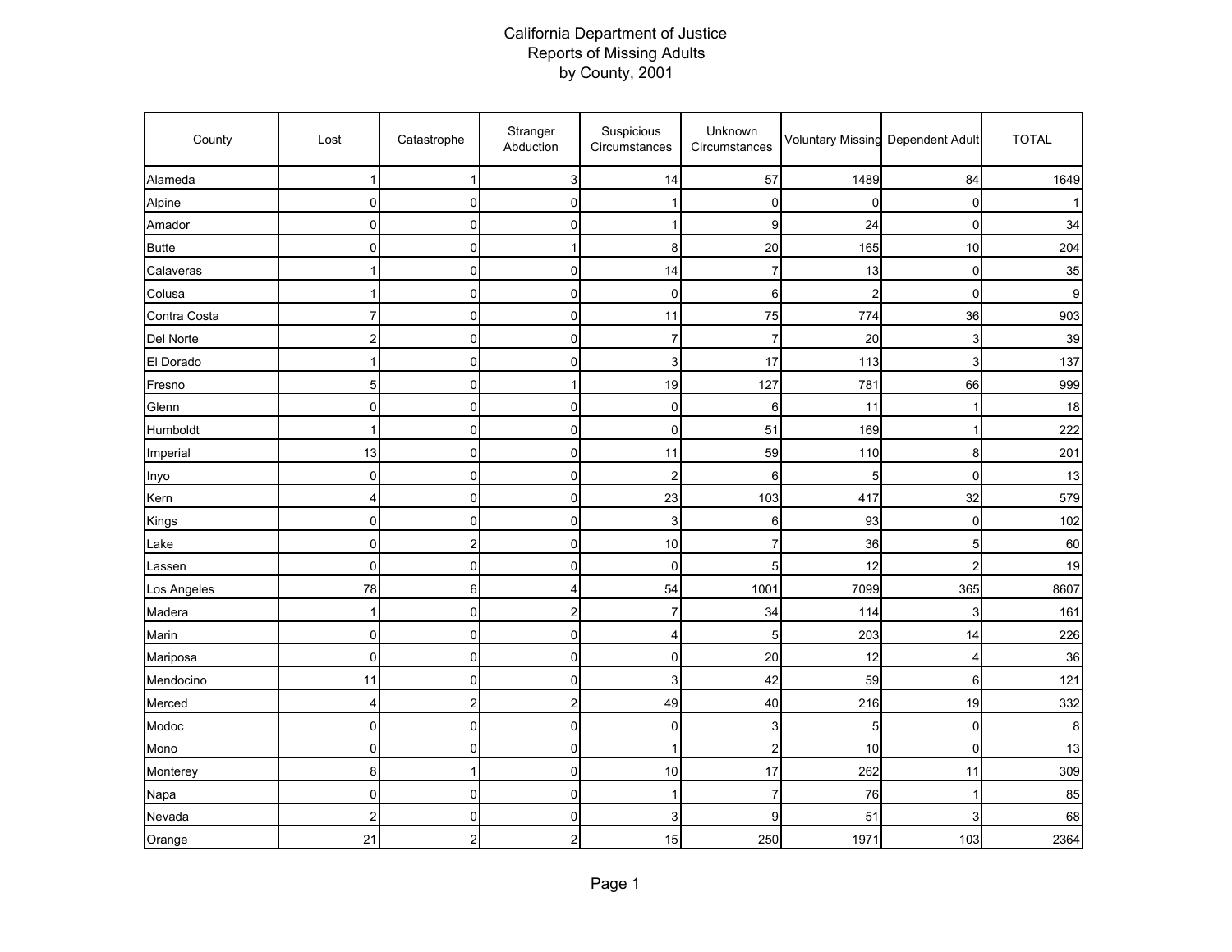# California Department of Justice
## Reports of Missing Adults
## by County, 2001

| County | Lost | Catastrophe | Stranger Abduction | Suspicious Circumstances | Unknown Circumstances | Voluntary Missing | Dependent Adult | TOTAL |
|---|---|---|---|---|---|---|---|---|
| Alameda | 1 | 1 | 3 | 14 | 57 | 1489 | 84 | 1649 |
| Alpine | 0 | 0 | 0 | 1 | 0 | 0 | 0 | 1 |
| Amador | 0 | 0 | 0 | 1 | 9 | 24 | 0 | 34 |
| Butte | 0 | 0 | 1 | 8 | 20 | 165 | 10 | 204 |
| Calaveras | 1 | 0 | 0 | 14 | 7 | 13 | 0 | 35 |
| Colusa | 1 | 0 | 0 | 0 | 6 | 2 | 0 | 9 |
| Contra Costa | 7 | 0 | 0 | 11 | 75 | 774 | 36 | 903 |
| Del Norte | 2 | 0 | 0 | 7 | 7 | 20 | 3 | 39 |
| El Dorado | 1 | 0 | 0 | 3 | 17 | 113 | 3 | 137 |
| Fresno | 5 | 0 | 1 | 19 | 127 | 781 | 66 | 999 |
| Glenn | 0 | 0 | 0 | 0 | 6 | 11 | 1 | 18 |
| Humboldt | 1 | 0 | 0 | 0 | 51 | 169 | 1 | 222 |
| Imperial | 13 | 0 | 0 | 11 | 59 | 110 | 8 | 201 |
| Inyo | 0 | 0 | 0 | 2 | 6 | 5 | 0 | 13 |
| Kern | 4 | 0 | 0 | 23 | 103 | 417 | 32 | 579 |
| Kings | 0 | 0 | 0 | 3 | 6 | 93 | 0 | 102 |
| Lake | 0 | 2 | 0 | 10 | 7 | 36 | 5 | 60 |
| Lassen | 0 | 0 | 0 | 0 | 5 | 12 | 2 | 19 |
| Los Angeles | 78 | 6 | 4 | 54 | 1001 | 7099 | 365 | 8607 |
| Madera | 1 | 0 | 2 | 7 | 34 | 114 | 3 | 161 |
| Marin | 0 | 0 | 0 | 4 | 5 | 203 | 14 | 226 |
| Mariposa | 0 | 0 | 0 | 0 | 20 | 12 | 4 | 36 |
| Mendocino | 11 | 0 | 0 | 3 | 42 | 59 | 6 | 121 |
| Merced | 4 | 2 | 2 | 49 | 40 | 216 | 19 | 332 |
| Modoc | 0 | 0 | 0 | 0 | 3 | 5 | 0 | 8 |
| Mono | 0 | 0 | 0 | 1 | 2 | 10 | 0 | 13 |
| Monterey | 8 | 1 | 0 | 10 | 17 | 262 | 11 | 309 |
| Napa | 0 | 0 | 0 | 1 | 7 | 76 | 1 | 85 |
| Nevada | 2 | 0 | 0 | 3 | 9 | 51 | 3 | 68 |
| Orange | 21 | 2 | 2 | 15 | 250 | 1971 | 103 | 2364 |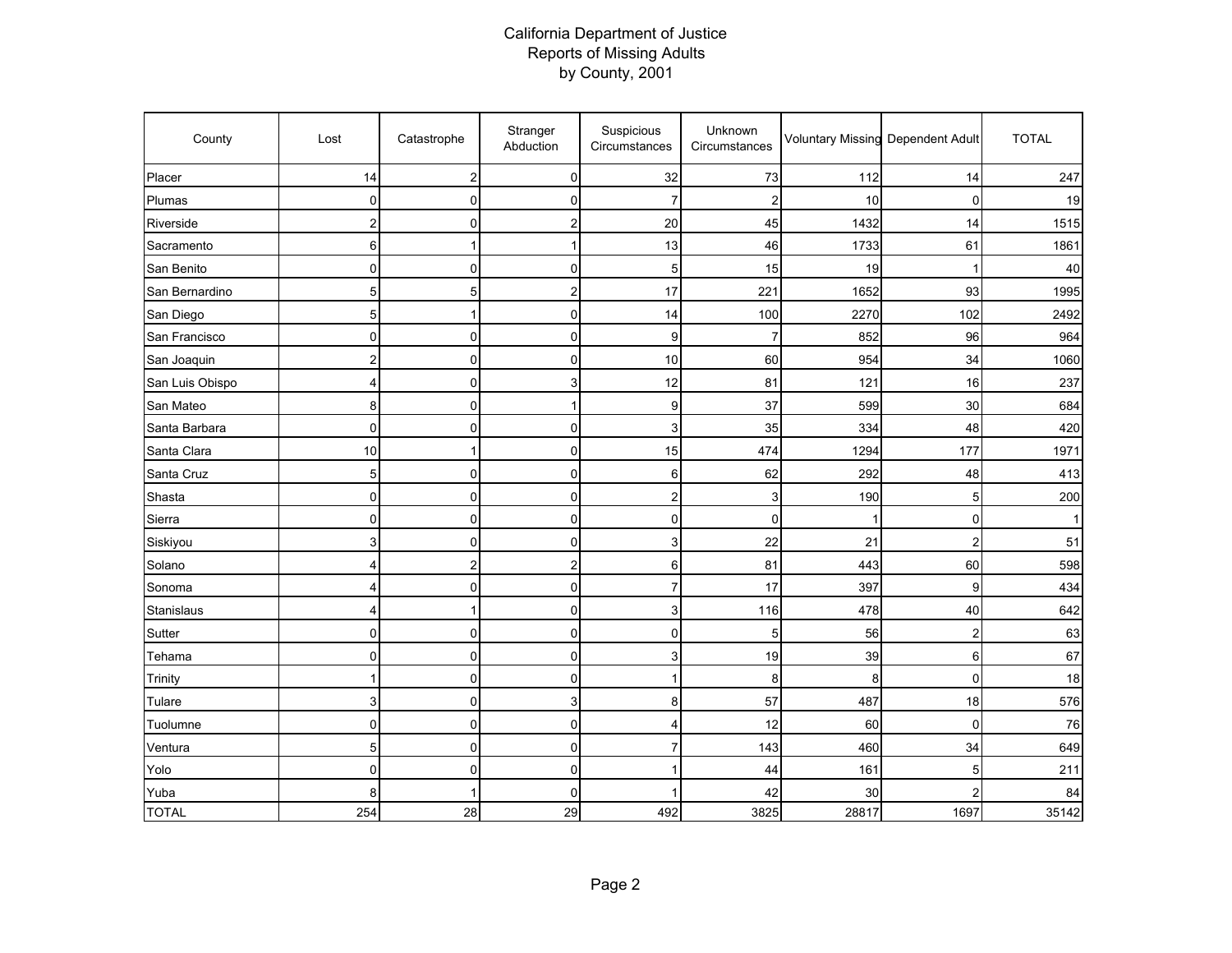# California Department of Justice
## Reports of Missing Adults
## by County, 2001

| County | Lost | Catastrophe | Stranger Abduction | Suspicious Circumstances | Unknown Circumstances | Voluntary Missing | Dependent Adult | TOTAL |
|---|---|---|---|---|---|---|---|---|
| Placer | 14 | 2 | 0 | 32 | 73 | 112 | 14 | 247 |
| Plumas | 0 | 0 | 0 | 7 | 2 | 10 | 0 | 19 |
| Riverside | 2 | 0 | 2 | 20 | 45 | 1432 | 14 | 1515 |
| Sacramento | 6 | 1 | 1 | 13 | 46 | 1733 | 61 | 1861 |
| San Benito | 0 | 0 | 0 | 5 | 15 | 19 | 1 | 40 |
| San Bernardino | 5 | 5 | 2 | 17 | 221 | 1652 | 93 | 1995 |
| San Diego | 5 | 1 | 0 | 14 | 100 | 2270 | 102 | 2492 |
| San Francisco | 0 | 0 | 0 | 9 | 7 | 852 | 96 | 964 |
| San Joaquin | 2 | 0 | 0 | 10 | 60 | 954 | 34 | 1060 |
| San Luis Obispo | 4 | 0 | 3 | 12 | 81 | 121 | 16 | 237 |
| San Mateo | 8 | 0 | 1 | 9 | 37 | 599 | 30 | 684 |
| Santa Barbara | 0 | 0 | 0 | 3 | 35 | 334 | 48 | 420 |
| Santa Clara | 10 | 1 | 0 | 15 | 474 | 1294 | 177 | 1971 |
| Santa Cruz | 5 | 0 | 0 | 6 | 62 | 292 | 48 | 413 |
| Shasta | 0 | 0 | 0 | 2 | 3 | 190 | 5 | 200 |
| Sierra | 0 | 0 | 0 | 0 | 0 | 1 | 0 | 1 |
| Siskiyou | 3 | 0 | 0 | 3 | 22 | 21 | 2 | 51 |
| Solano | 4 | 2 | 2 | 6 | 81 | 443 | 60 | 598 |
| Sonoma | 4 | 0 | 0 | 7 | 17 | 397 | 9 | 434 |
| Stanislaus | 4 | 1 | 0 | 3 | 116 | 478 | 40 | 642 |
| Sutter | 0 | 0 | 0 | 0 | 5 | 56 | 2 | 63 |
| Tehama | 0 | 0 | 0 | 3 | 19 | 39 | 6 | 67 |
| Trinity | 1 | 0 | 0 | 1 | 8 | 8 | 0 | 18 |
| Tulare | 3 | 0 | 3 | 8 | 57 | 487 | 18 | 576 |
| Tuolumne | 0 | 0 | 0 | 4 | 12 | 60 | 0 | 76 |
| Ventura | 5 | 0 | 0 | 7 | 143 | 460 | 34 | 649 |
| Yolo | 0 | 0 | 0 | 1 | 44 | 161 | 5 | 211 |
| Yuba | 8 | 1 | 0 | 1 | 42 | 30 | 2 | 84 |
| TOTAL | 254 | 28 | 29 | 492 | 3825 | 28817 | 1697 | 35142 |